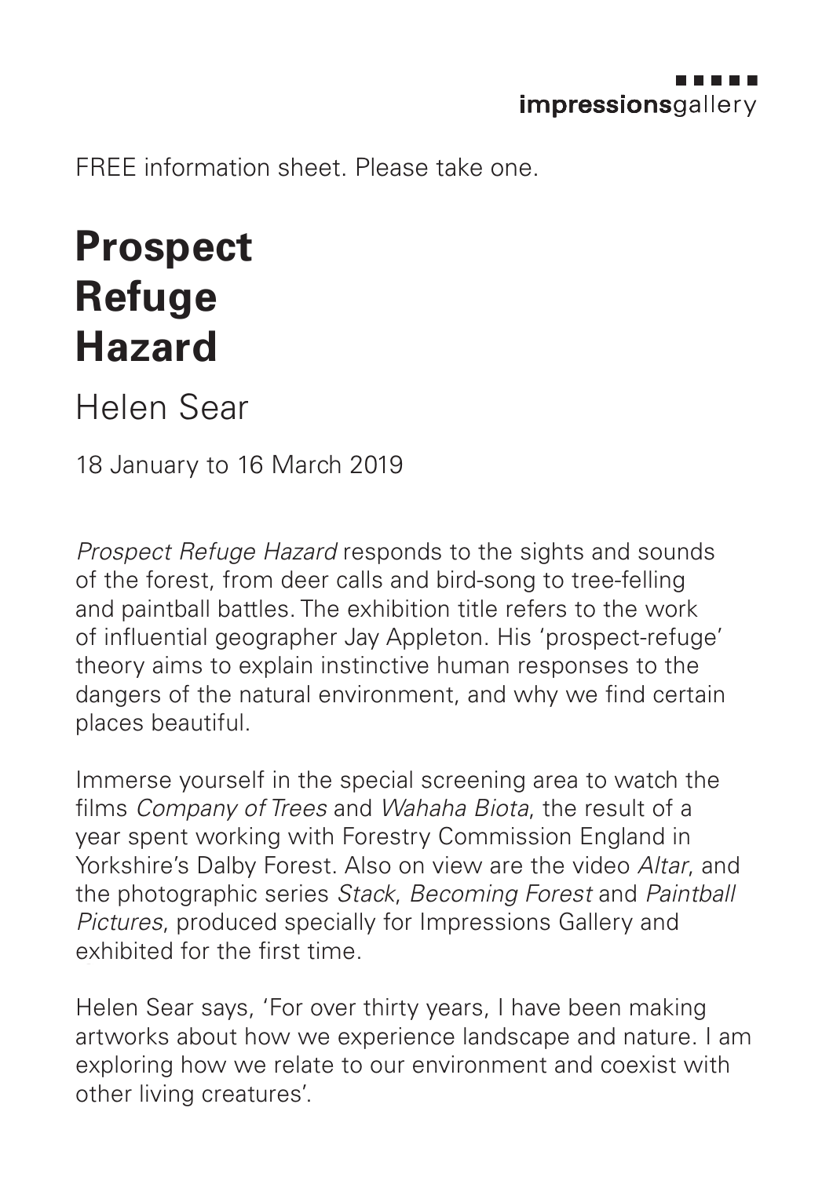impressionsgallery

FREE information sheet. Please take one.

# Prospect Refuge Hazard

## Helen Sear

18 January to 16 March 2019

*Prospect Refuge Hazard* responds to the sights and sounds of the forest, from deer calls and bird-song to tree-felling and paintball battles. The exhibition title refers to the work of influential geographer Jay Appleton. His 'prospect-refuge' theory aims to explain instinctive human responses to the dangers of the natural environment, and why we find certain places beautiful.

Immerse yourself in the special screening area to watch the films *Company of Trees* and *Wahaha Biota*, the result of a year spent working with Forestry Commission England in Yorkshire's Dalby Forest. Also on view are the video *Altar*, and the photographic series *Stack*, *Becoming Forest* and *Paintball Pictures*, produced specially for Impressions Gallery and exhibited for the first time.

Helen Sear says, 'For over thirty years, I have been making artworks about how we experience landscape and nature. I am exploring how we relate to our environment and coexist with other living creatures'.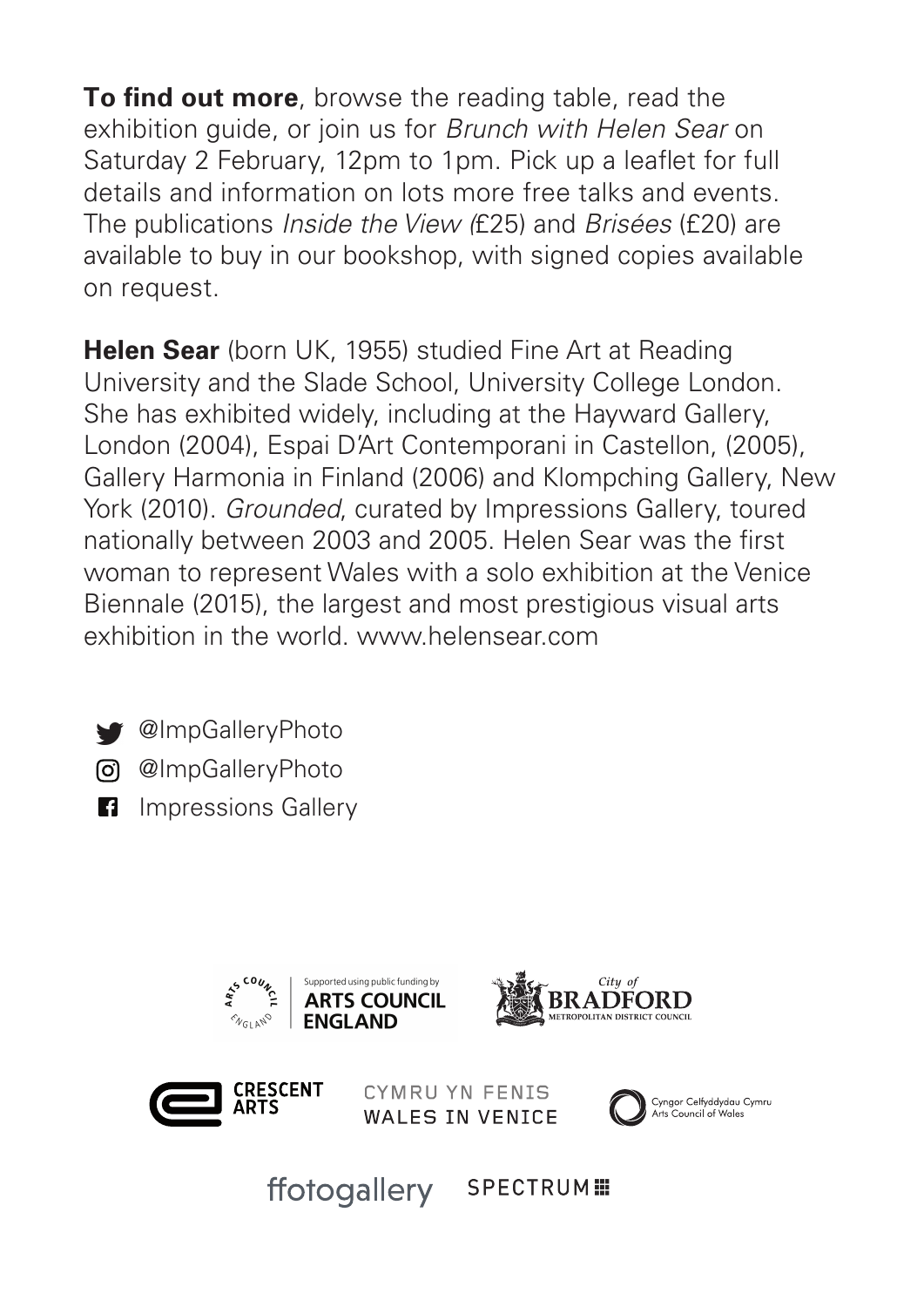**To find out more**, browse the reading table, read the exhibition guide, or join us for *Brunch with Helen Sear* on Saturday 2 February, 12pm to 1pm. Pick up a leaflet for full details and information on lots more free talks and events. The publications *Inside the View (*£25) and *Brisées* (£20) are available to buy in our bookshop, with signed copies available on request.

**Helen Sear** (born UK, 1955) studied Fine Art at Reading University and the Slade School, University College London. She has exhibited widely, including at the Hayward Gallery, London (2004), Espai D'Art Contemporani in Castellon, (2005), Gallery Harmonia in Finland (2006) and Klompching Gallery, New York (2010). *Grounded*, curated by Impressions Gallery, toured nationally between 2003 and 2005. Helen Sear was the first woman to represent Wales with a solo exhibition at the Venice Biennale (2015), the largest and most prestigious visual arts exhibition in the world. www.helensear.com

@ImpGalleryPhoto

@ImpGalleryPhoto

Impressions Gallery

Supported using public funding by ARTS COUNCIL ENGLAND

City of BRADFORD METROPOLITAN DISTRICT COUNCIL

CRESCENT ARTS

CYMRU YN FENIS
WALES IN VENICE

Cyngor Celfyddydau Cymru
Arts Council of Wales

ffotogallery

SPECTRUM